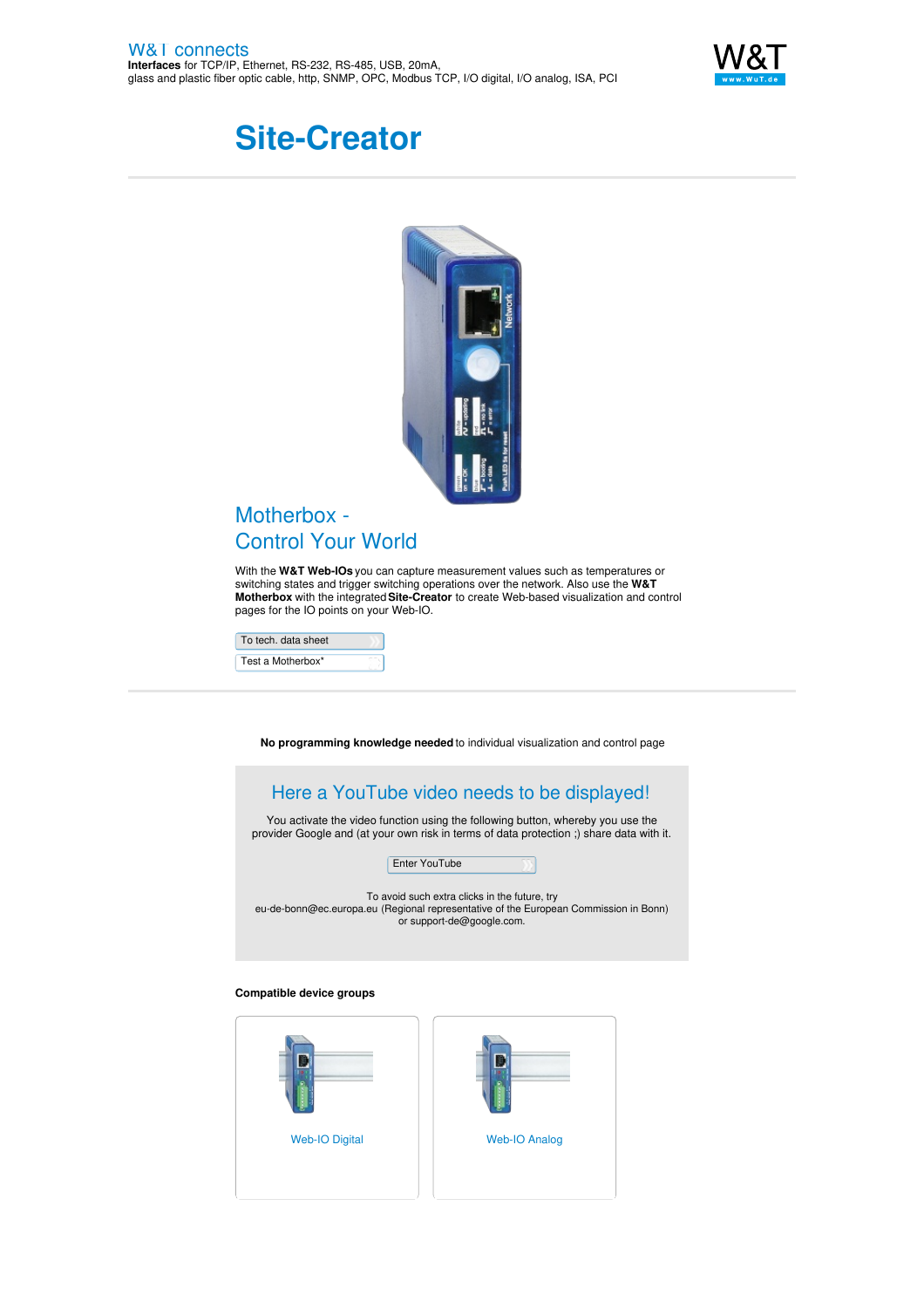W&T connects
**Interfaces** for TCP/IP, Ethernet, RS-232, RS-485, USB, 20mA, glass and plastic fiber optic cable, http, SNMP, OPC, Modbus TCP, I/O digital, I/O analog, ISA, PCI

# Site-Creator

## Motherbox - Control Your World

With the **W&T Web-IOs** you can capture measurement values such as temperatures or switching states and trigger switching operations over the network. Also use the **W&T Motherbox** with the integrated **Site-Creator** to create Web-based visualization and control pages for the IO points on your Web-IO.

To tech. data sheet

Test a Motherbox*

**No programming knowledge needed** to individual visualization and control page

## Here a YouTube video needs to be displayed!

You activate the video function using the following button, whereby you use the provider Google and (at your own risk in terms of data protection ;) share data with it.

Enter YouTube

To avoid such extra clicks in the future, try eu-de-bonn@ec.europa.eu (Regional representative of the European Commission in Bonn) or support-de@google.com.

**Compatible device groups**

Web-IO Digital

Web-IO Analog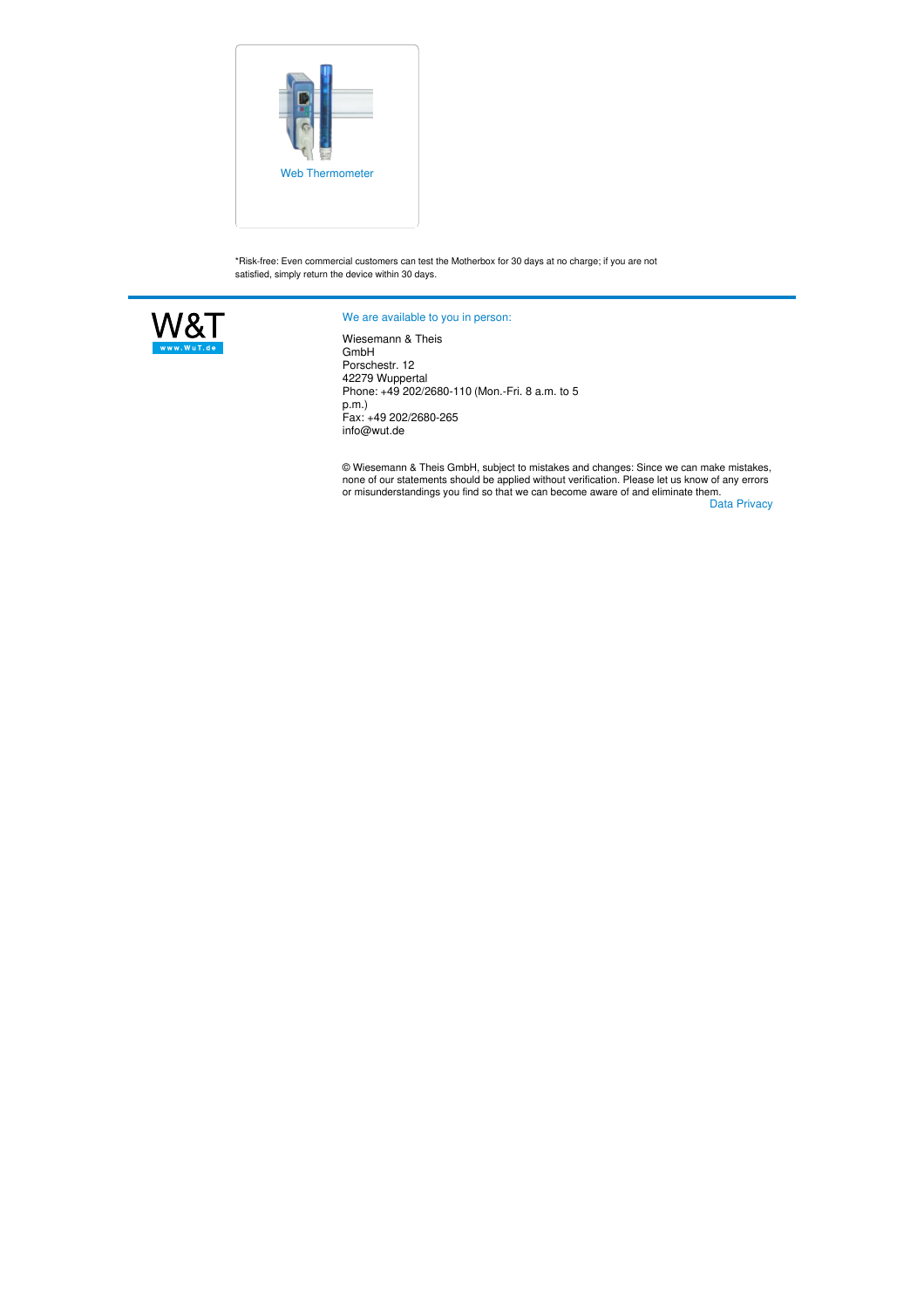Web Thermometer

*Risk-free: Even commercial customers can test the Motherbox for 30 days at no charge; if you are not satisfied, simply return the device within 30 days.

W&T
www.WuT.de

We are available to you in person:

Wiesemann & Theis GmbH
Porschestr. 12
42279 Wuppertal
Phone: +49 202/2680-110 (Mon.-Fri. 8 a.m. to 5 p.m.)
Fax: +49 202/2680-265
info@wut.de

© Wiesemann & Theis GmbH, subject to mistakes and changes: Since we can make mistakes, none of our statements should be applied without verification. Please let us know of any errors or misunderstandings you find so that we can become aware of and eliminate them.

Data Privacy